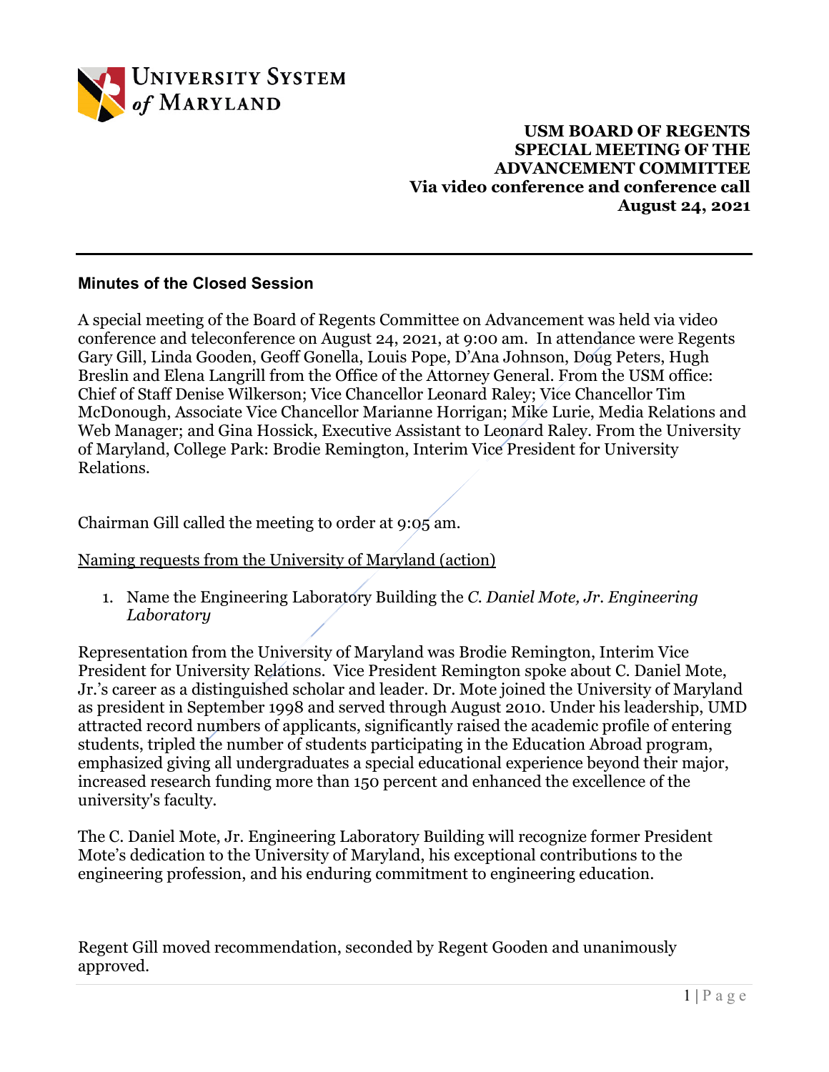**USM BOARD OF REGENTS**
**SPECIAL MEETING OF THE**
**ADVANCEMENT COMMITTEE**
**Via video conference and conference call**
**August 24, 2021**

---

### Minutes of the Closed Session

A special meeting of the Board of Regents Committee on Advancement was held via video conference and teleconference on August 24, 2021, at 9:00 am. In attendance were Regents Gary Gill, Linda Gooden, Geoff Gonella, Louis Pope, D'Ana Johnson, Doug Peters, Hugh Breslin and Elena Langrill from the Office of the Attorney General. From the USM office: Chief of Staff Denise Wilkerson; Vice Chancellor Leonard Raley; Vice Chancellor Tim McDonough, Associate Vice Chancellor Marianne Horrigan; Mike Lurie, Media Relations and Web Manager; and Gina Hossick, Executive Assistant to Leonard Raley. From the University of Maryland, College Park: Brodie Remington, Interim Vice President for University Relations.

Chairman Gill called the meeting to order at 9:05 am.

<u>Naming requests from the University of Maryland (action)</u>

1. Name the Engineering Laboratory Building the *C. Daniel Mote, Jr. Engineering Laboratory*

Representation from the University of Maryland was Brodie Remington, Interim Vice President for University Relations. Vice President Remington spoke about C. Daniel Mote, Jr.'s career as a distinguished scholar and leader. Dr. Mote joined the University of Maryland as president in September 1998 and served through August 2010. Under his leadership, UMD attracted record numbers of applicants, significantly raised the academic profile of entering students, tripled the number of students participating in the Education Abroad program, emphasized giving all undergraduates a special educational experience beyond their major, increased research funding more than 150 percent and enhanced the excellence of the university's faculty.

The C. Daniel Mote, Jr. Engineering Laboratory Building will recognize former President Mote's dedication to the University of Maryland, his exceptional contributions to the engineering profession, and his enduring commitment to engineering education.

Regent Gill moved recommendation, seconded by Regent Gooden and unanimously approved.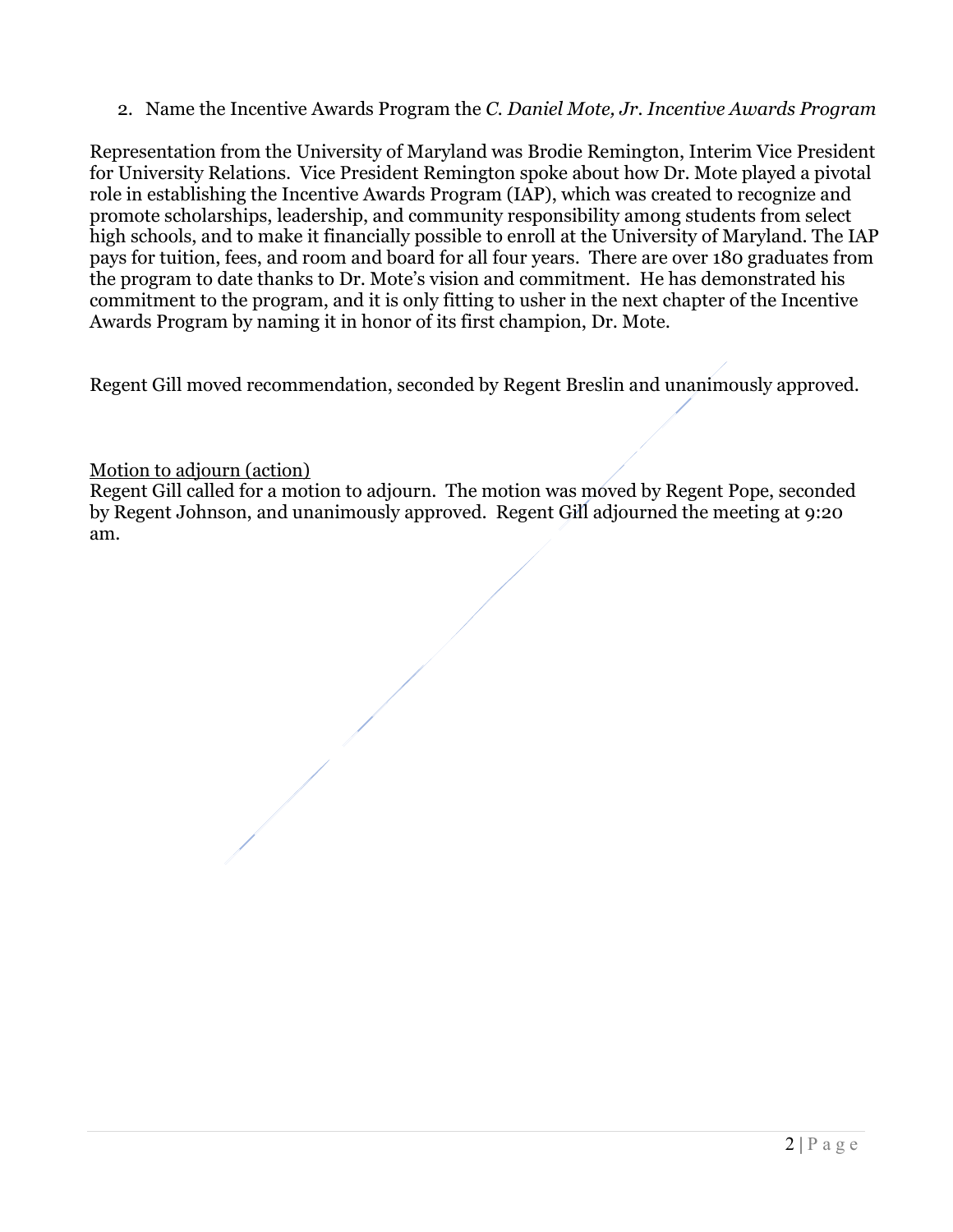2. Name the Incentive Awards Program the *C. Daniel Mote, Jr. Incentive Awards Program*

Representation from the University of Maryland was Brodie Remington, Interim Vice President for University Relations. Vice President Remington spoke about how Dr. Mote played a pivotal role in establishing the Incentive Awards Program (IAP), which was created to recognize and promote scholarships, leadership, and community responsibility among students from select high schools, and to make it financially possible to enroll at the University of Maryland. The IAP pays for tuition, fees, and room and board for all four years. There are over 180 graduates from the program to date thanks to Dr. Mote's vision and commitment. He has demonstrated his commitment to the program, and it is only fitting to usher in the next chapter of the Incentive Awards Program by naming it in honor of its first champion, Dr. Mote.

Regent Gill moved recommendation, seconded by Regent Breslin and unanimously approved.

<u>Motion to adjourn (action)</u>
Regent Gill called for a motion to adjourn. The motion was moved by Regent Pope, seconded by Regent Johnson, and unanimously approved. Regent Gill adjourned the meeting at 9:20 am.